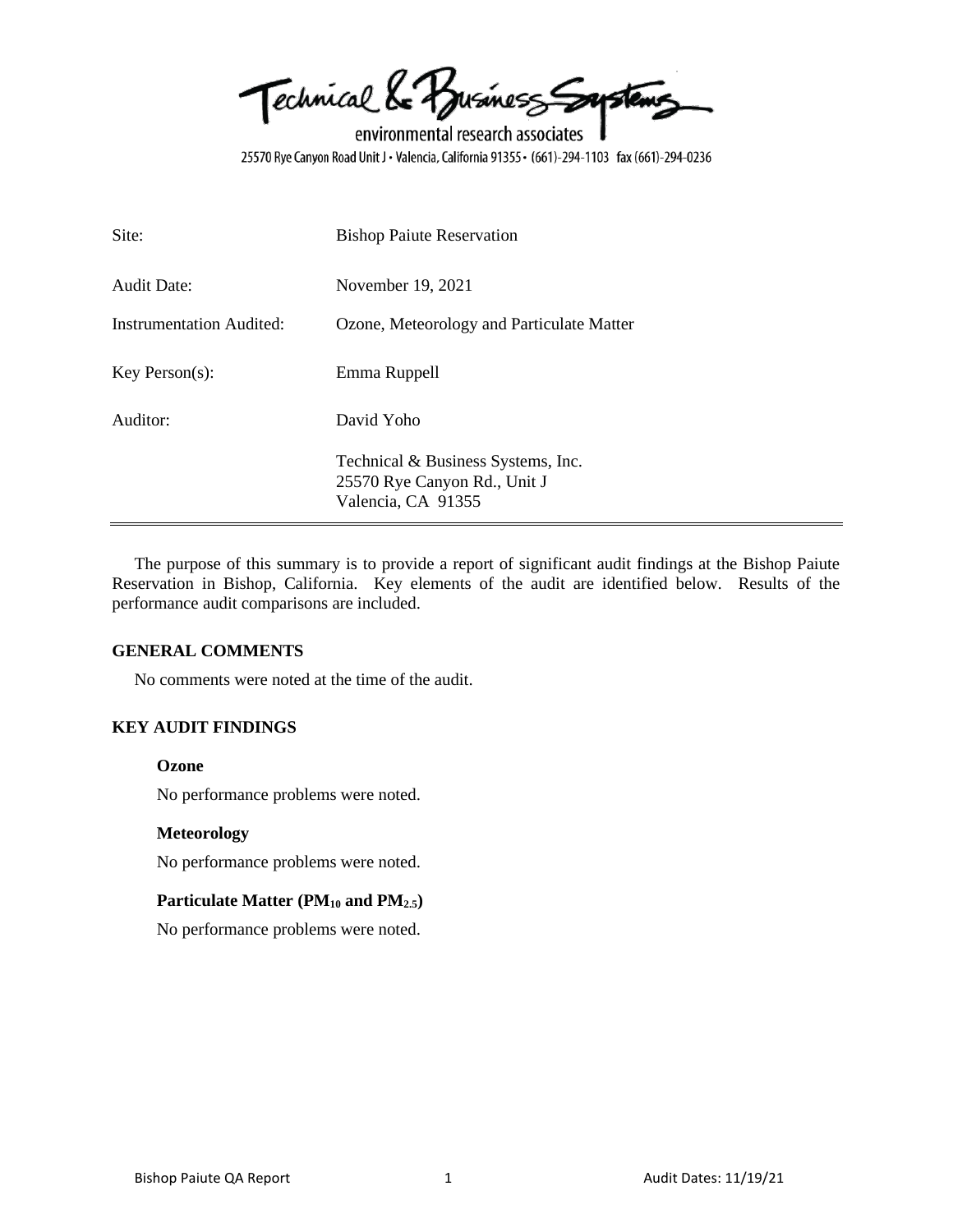Technical & Business Systems

environmental research associates

25570 Rye Canyon Road Unit J • Valencia, California 91355 • (661)-294-1103 fax (661)-294-0236

| | |
|---|---|
| Site: | Bishop Paiute Reservation |
| Audit Date: | November 19, 2021 |
| Instrumentation Audited: | Ozone, Meteorology and Particulate Matter |
| Key Person(s): | Emma Ruppell |
| Auditor: | David Yoho |
| | Technical & Business Systems, Inc.<br>25570 Rye Canyon Rd., Unit J<br>Valencia, CA 91355 |

---

The purpose of this summary is to provide a report of significant audit findings at the Bishop Paiute Reservation in Bishop, California. Key elements of the audit are identified below. Results of the performance audit comparisons are included.

## GENERAL COMMENTS

No comments were noted at the time of the audit.

## KEY AUDIT FINDINGS

### Ozone

No performance problems were noted.

### Meteorology

No performance problems were noted.

### Particulate Matter ($PM_{10}$ and $PM_{2.5}$)

No performance problems were noted.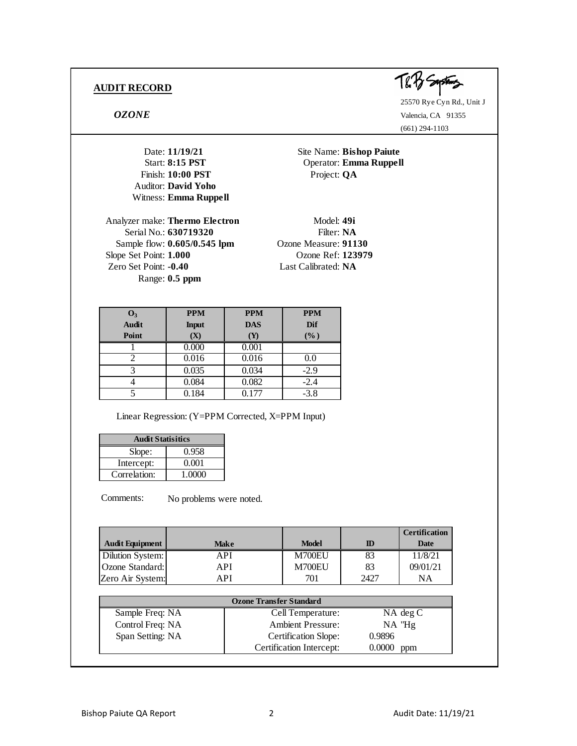## AUDIT RECORD

***OZONE***

T&B Systems
25570 Rye Cyn Rd., Unit J
Valencia, CA 91355
(661) 294-1103

Date: **11/19/21**
Start: **8:15 PST**
Finish: **10:00 PST**
Auditor: **David Yoho**
Witness: **Emma Ruppell**

Site Name: **Bishop Paiute**
Operator: **Emma Ruppell**
Project: **QA**

Analyzer make: **Thermo Electron**
Serial No.: **630719320**
Sample flow: **0.605/0.545 lpm**
Slope Set Point: **1.000**
Zero Set Point: **-0.40**
Range: **0.5 ppm**

Model: **49i**
Filter: **NA**
Ozone Measure: **91130**
Ozone Ref: **123979**
Last Calibrated: **NA**

| $O_3$ Audit Point | PPM Input (X) | PPM DAS (Y) | PPM Dif (%) |
|---|---|---|---|
| 1 | 0.000 | 0.001 | |
| 2 | 0.016 | 0.016 | 0.0 |
| 3 | 0.035 | 0.034 | -2.9 |
| 4 | 0.084 | 0.082 | -2.4 |
| 5 | 0.184 | 0.177 | -3.8 |

Linear Regression: (Y=PPM Corrected, X=PPM Input)

| Audit Statisitics | |
|---|---|
| Slope: | 0.958 |
| Intercept: | 0.001 |
| Correlation: | 1.0000 |

Comments: No problems were noted.

| Audit Equipment | Make | Model | ID | Certification Date |
|---|---|---|---|---|
| Dilution System: | API | M700EU | 83 | 11/8/21 |
| Ozone Standard: | API | M700EU | 83 | 09/01/21 |
| Zero Air System: | API | 701 | 2427 | NA |

| Ozone Transfer Standard | | |
|---|---|---|
| Sample Freq: NA | Cell Temperature: | NA deg C |
| Control Freq: NA | Ambient Pressure: | NA "Hg |
| Span Setting: NA | Certification Slope: | 0.9896 |
| | Certification Intercept: | 0.0000 ppm |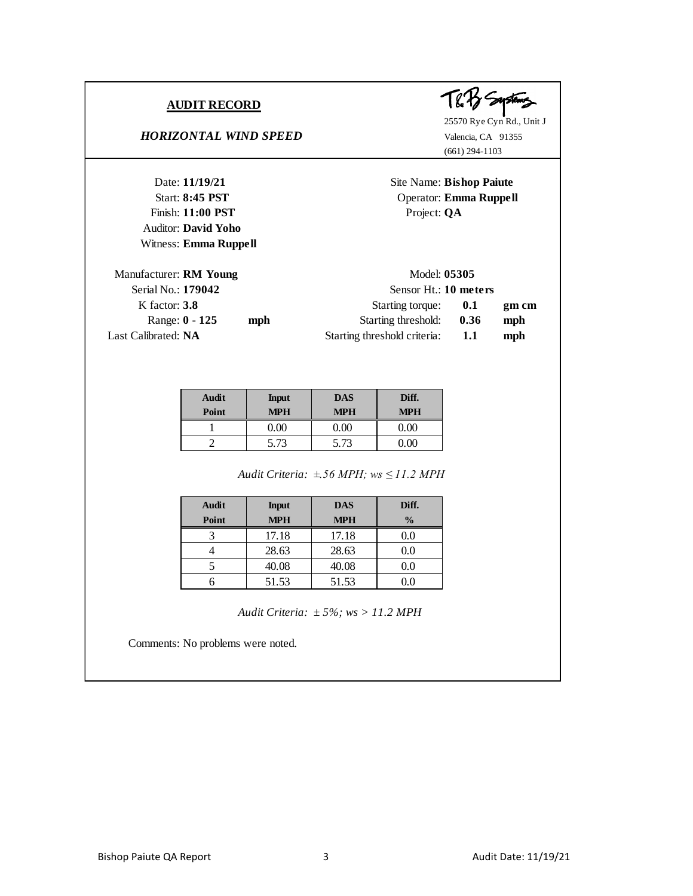## AUDIT RECORD

*HORIZONTAL WIND SPEED*

T&B Systems
25570 Rye Cyn Rd., Unit J
Valencia, CA 91355
(661) 294-1103

Date: **11/19/21**
Start: **8:45 PST**
Finish: **11:00 PST**
Auditor: **David Yoho**
Witness: **Emma Ruppell**

Site Name: **Bishop Paiute**
Operator: **Emma Ruppell**
Project: **QA**

Manufacturer: **RM Young**
Serial No.: **179042**
K factor: **3.8**
Range: **0 - 125** **mph**
Last Calibrated: **NA**

Model: **05305**
Sensor Ht.: **10 meters**
Starting torque: **0.1** **gm cm**
Starting threshold: **0.36** **mph**
Starting threshold criteria: **1.1** **mph**

| Audit Point | Input MPH | DAS MPH | Diff. MPH |
|---|---|---|---|
| 1 | 0.00 | 0.00 | 0.00 |
| 2 | 5.73 | 5.73 | 0.00 |

*Audit Criteria: ±.56 MPH; ws ≤ 11.2 MPH*

| Audit Point | Input MPH | DAS MPH | Diff. % |
|---|---|---|---|
| 3 | 17.18 | 17.18 | 0.0 |
| 4 | 28.63 | 28.63 | 0.0 |
| 5 | 40.08 | 40.08 | 0.0 |
| 6 | 51.53 | 51.53 | 0.0 |

*Audit Criteria: ± 5%; ws > 11.2 MPH*

Comments: No problems were noted.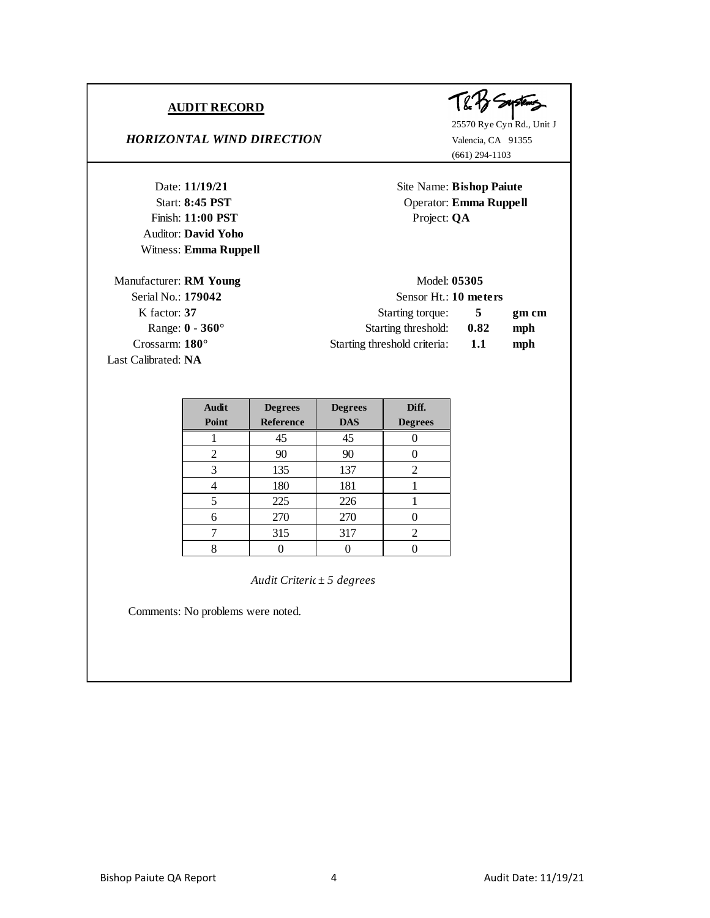## AUDIT RECORD

### *HORIZONTAL WIND DIRECTION*

T&B Systems
25570 Rye Cyn Rd., Unit J
Valencia, CA 91355
(661) 294-1103

Date: **11/19/21**
Start: **8:45 PST**
Finish: **11:00 PST**
Auditor: **David Yoho**
Witness: **Emma Ruppell**

Site Name: **Bishop Paiute**
Operator: **Emma Ruppell**
Project: **QA**

Manufacturer: **RM Young**
Serial No.: **179042**
K factor: **37**
Range: **0 - 360°**
Crossarm: **180°**
Last Calibrated: **NA**

Model: **05305**
Sensor Ht.: **10 meters**
Starting torque: **5** **gm cm**
Starting threshold: **0.82** **mph**
Starting threshold criteria: **1.1** **mph**

| Audit Point | Degrees Reference | Degrees DAS | Diff. Degrees |
|---|---|---|---|
| 1 | 45 | 45 | 0 |
| 2 | 90 | 90 | 0 |
| 3 | 135 | 137 | 2 |
| 4 | 180 | 181 | 1 |
| 5 | 225 | 226 | 1 |
| 6 | 270 | 270 | 0 |
| 7 | 315 | 317 | 2 |
| 8 | 0 | 0 | 0 |

*Audit Criteric ± 5 degrees*

Comments: No problems were noted.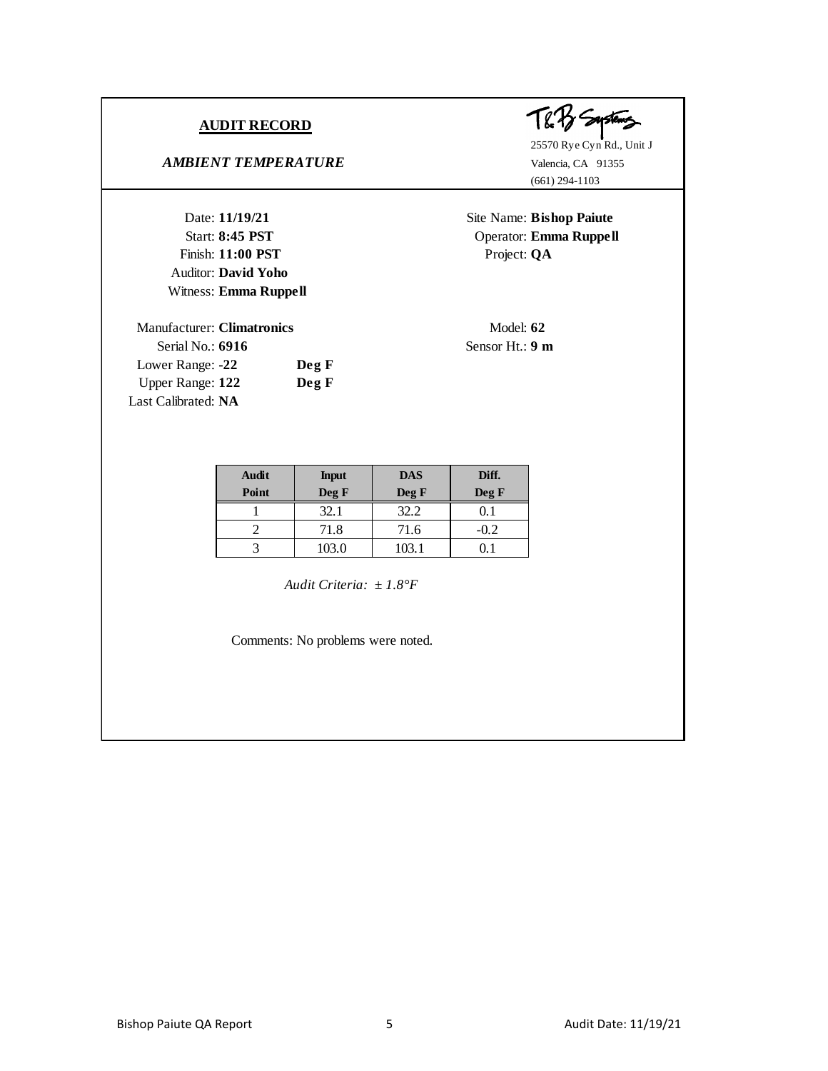## AUDIT RECORD

*AMBIENT TEMPERATURE*

T&B Systems
25570 Rye Cyn Rd., Unit J
Valencia, CA 91355
(661) 294-1103

Date: **11/19/21**
Start: **8:45 PST**
Finish: **11:00 PST**
Auditor: **David Yoho**
Witness: **Emma Ruppell**

Site Name: **Bishop Paiute**
Operator: **Emma Ruppell**
Project: **QA**

Manufacturer: **Climatronics**
Serial No.: **6916**
Lower Range: **-22** **Deg F**
Upper Range: **122** **Deg F**
Last Calibrated: **NA**

Model: **62**
Sensor Ht.: **9 m**

| Audit Point | Input Deg F | DAS Deg F | Diff. Deg F |
|---|---|---|---|
| 1 | 32.1 | 32.2 | 0.1 |
| 2 | 71.8 | 71.6 | -0.2 |
| 3 | 103.0 | 103.1 | 0.1 |

*Audit Criteria: ± 1.8°F*

Comments: No problems were noted.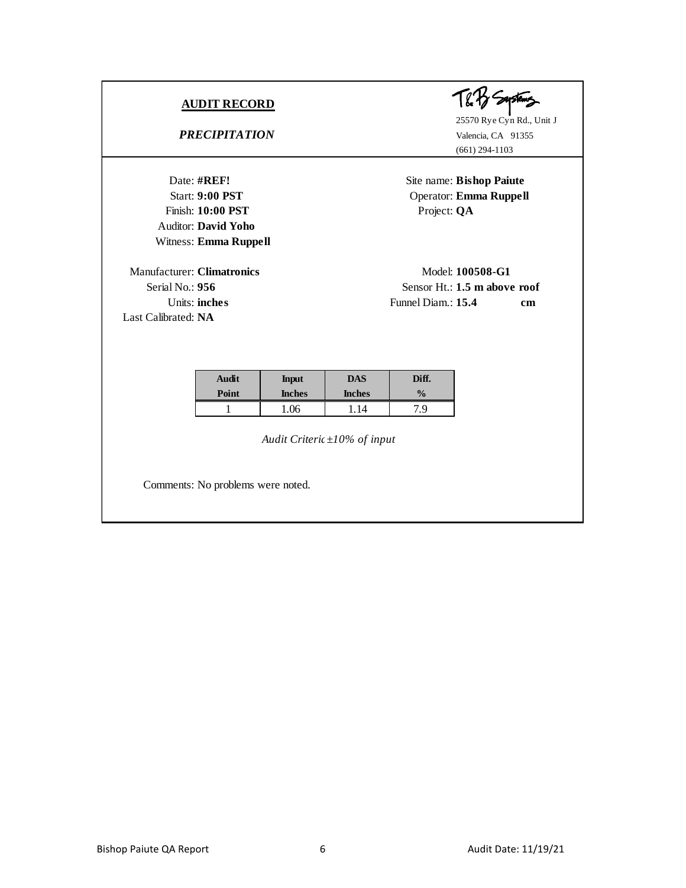## AUDIT RECORD

### *PRECIPITATION*

T&B Systems
25570 Rye Cyn Rd., Unit J
Valencia, CA 91355
(661) 294-1103

Date: **#REF!**
Start: **9:00 PST**
Finish: **10:00 PST**
Auditor: **David Yoho**
Witness: **Emma Ruppell**

Site name: **Bishop Paiute**
Operator: **Emma Ruppell**
Project: **QA**

Manufacturer: **Climatronics**
Serial No.: **956**
Units: **inches**
Last Calibrated: **NA**

Model: **100508-G1**
Sensor Ht.: **1.5 m above roof**
Funnel Diam.: **15.4 cm**

| Audit Point | Input Inches | DAS Inches | Diff. % |
|---|---|---|---|
| 1 | 1.06 | 1.14 | 7.9 |

*Audit Criteric ±10% of input*

Comments: No problems were noted.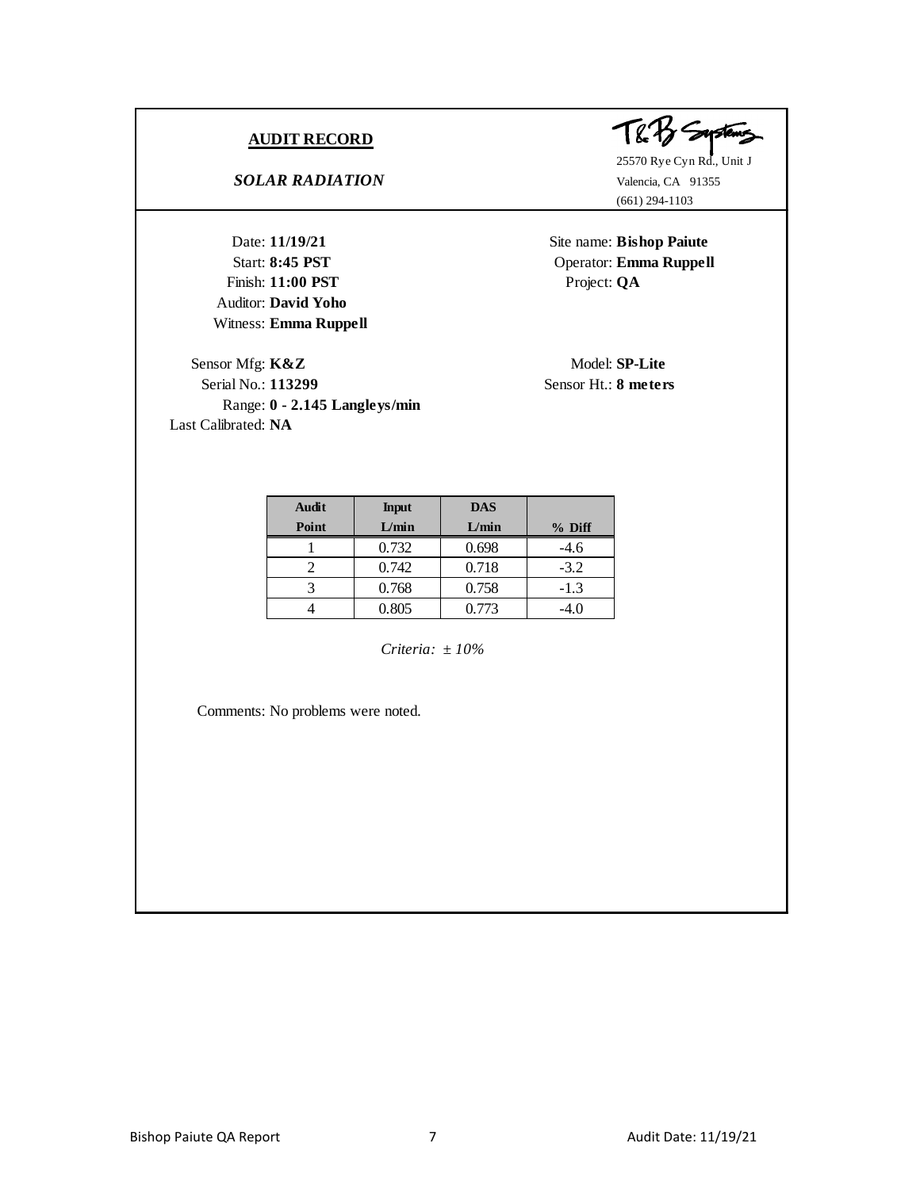**AUDIT RECORD**

***SOLAR RADIATION***

T&B Systems
25570 Rye Cyn Rd., Unit J
Valencia, CA 91355
(661) 294-1103

Date: **11/19/21**
Start: **8:45 PST**
Finish: **11:00 PST**
Auditor: **David Yoho**
Witness: **Emma Ruppell**

Site name: **Bishop Paiute**
Operator: **Emma Ruppell**
Project: **QA**

Sensor Mfg: **K&Z**
Serial No.: **113299**
Range: **0 - 2.145 Langleys/min**
Last Calibrated: **NA**

Model: **SP-Lite**
Sensor Ht.: **8 meters**

| Audit Point | Input L/min | DAS L/min | % Diff |
|---|---|---|---|
| 1 | 0.732 | 0.698 | -4.6 |
| 2 | 0.742 | 0.718 | -3.2 |
| 3 | 0.768 | 0.758 | -1.3 |
| 4 | 0.805 | 0.773 | -4.0 |

*Criteria: ± 10%*

Comments: No problems were noted.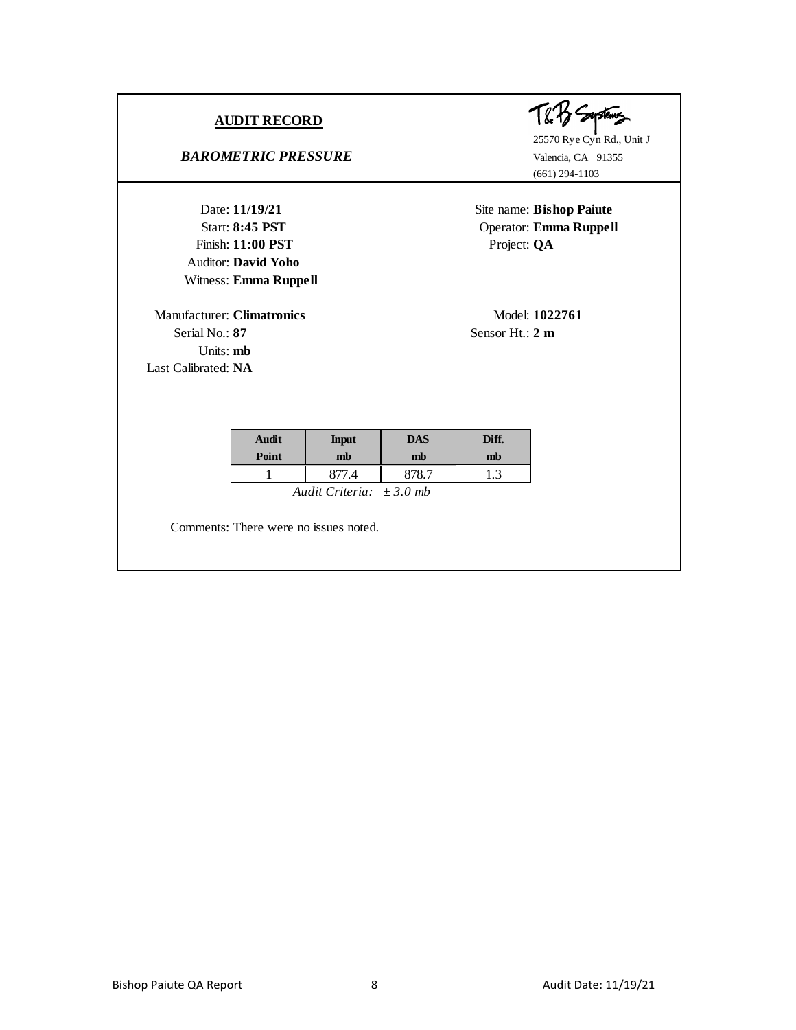## AUDIT RECORD

### *BAROMETRIC PRESSURE*

T&B Systems
25570 Rye Cyn Rd., Unit J
Valencia, CA 91355
(661) 294-1103

Date: **11/19/21**
Start: **8:45 PST**
Finish: **11:00 PST**
Auditor: **David Yoho**
Witness: **Emma Ruppell**

Site name: **Bishop Paiute**
Operator: **Emma Ruppell**
Project: **QA**

Manufacturer: **Climatronics**
Serial No.: **87**
Units: **mb**
Last Calibrated: **NA**

Model: **1022761**
Sensor Ht.: **2 m**

| Audit Point | Input mb | DAS mb | Diff. mb |
|---|---|---|---|
| 1 | 877.4 | 878.7 | 1.3 |

*Audit Criteria: ± 3.0 mb*

Comments: There were no issues noted.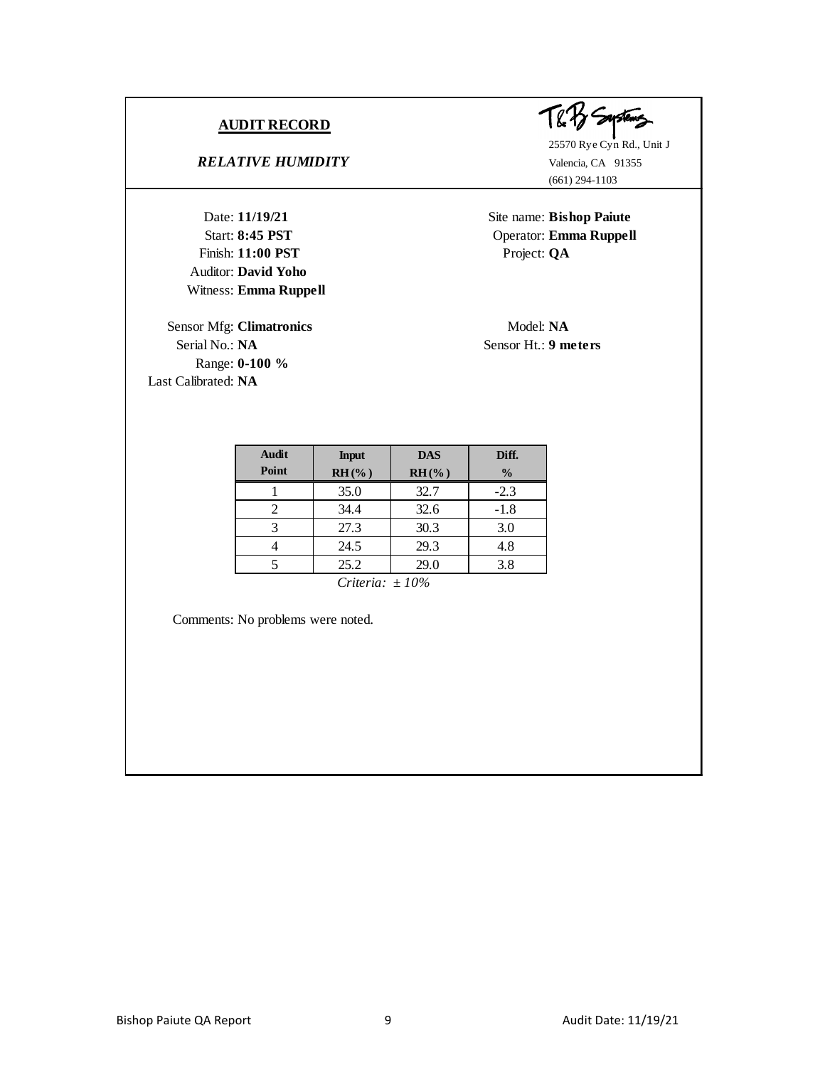## AUDIT RECORD

***RELATIVE HUMIDITY***

T&B Systems
25570 Rye Cyn Rd., Unit J
Valencia, CA 91355
(661) 294-1103

Date: **11/19/21**
Start: **8:45 PST**
Finish: **11:00 PST**
Auditor: **David Yoho**
Witness: **Emma Ruppell**

Site name: **Bishop Paiute**
Operator: **Emma Ruppell**
Project: **QA**

Sensor Mfg: **Climatronics**
Serial No.: **NA**
Range: **0-100 %**
Last Calibrated: **NA**

Model: **NA**
Sensor Ht.: **9 meters**

| Audit Point | Input RH (%) | DAS RH (%) | Diff. % |
|---|---|---|---|
| 1 | 35.0 | 32.7 | -2.3 |
| 2 | 34.4 | 32.6 | -1.8 |
| 3 | 27.3 | 30.3 | 3.0 |
| 4 | 24.5 | 29.3 | 4.8 |
| 5 | 25.2 | 29.0 | 3.8 |

*Criteria: ± 10%*

Comments: No problems were noted.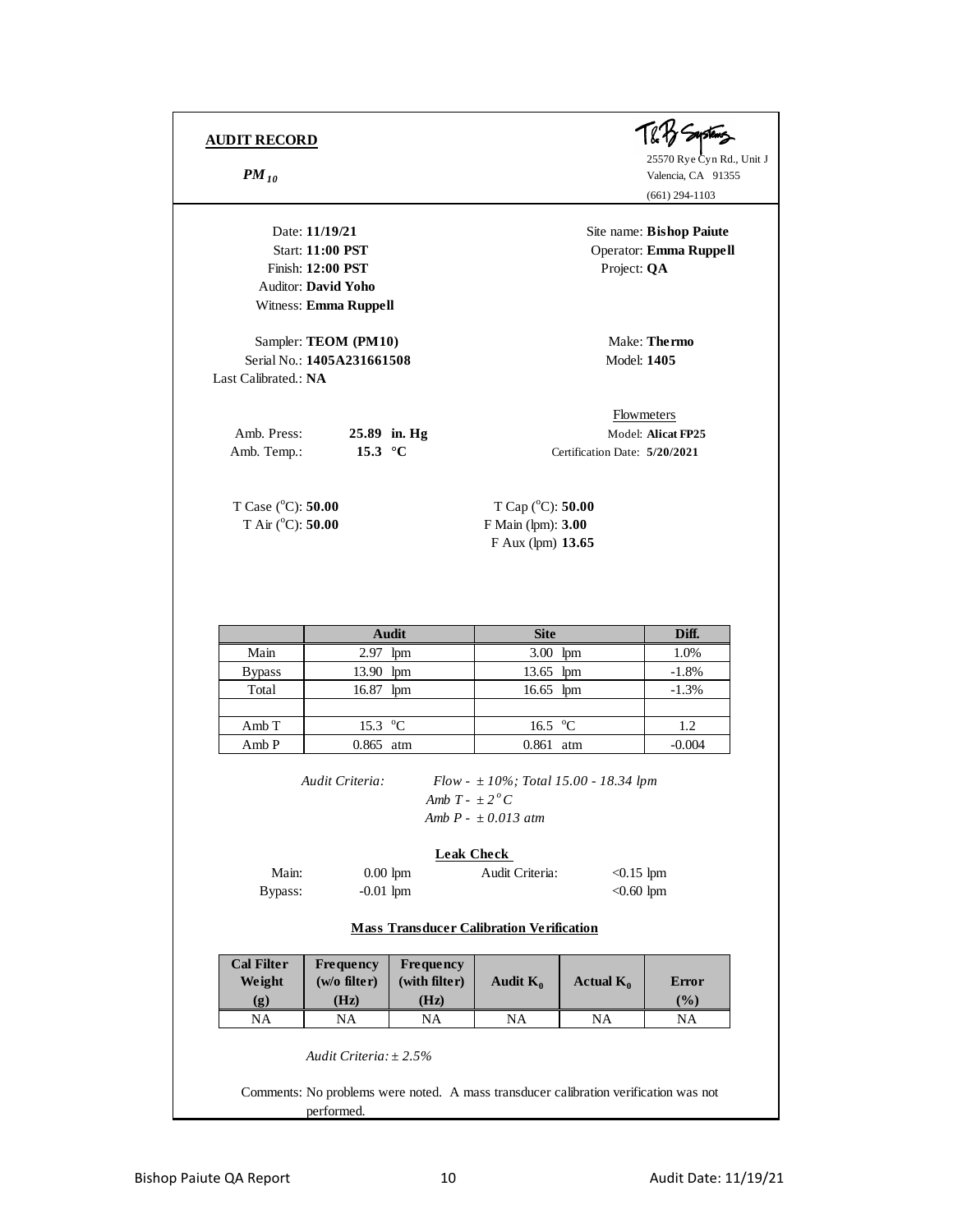## AUDIT RECORD

***PM$_{10}$***

T&B Systems
25570 Rye Cyn Rd., Unit J
Valencia, CA 91355
(661) 294-1103

Date: **11/19/21**
Start: **11:00 PST**
Finish: **12:00 PST**
Auditor: **David Yoho**
Witness: **Emma Ruppell**

Site name: **Bishop Paiute**
Operator: **Emma Ruppell**
Project: **QA**

Sampler: **TEOM (PM10)**
Serial No.: **1405A231661508**
Last Calibrated.: **NA**

Make: **Thermo**
Model: **1405**

Amb. Press: **25.89 in. Hg**
Amb. Temp.: **15.3 °C**

Flowmeters
Model: **Alicat FP25**
Certification Date: **5/20/2021**

T Case (°C): **50.00**
T Air (°C): **50.00**

T Cap (°C): **50.00**
F Main (lpm): **3.00**
F Aux (lpm) **13.65**

| | Audit | Site | Diff. |
|---|---|---|---|
| Main | 2.97 lpm | 3.00 lpm | 1.0% |
| Bypass | 13.90 lpm | 13.65 lpm | -1.8% |
| Total | 16.87 lpm | 16.65 lpm | -1.3% |
| | | | |
| Amb T | 15.3 °C | 16.5 °C | 1.2 |
| Amb P | 0.865 atm | 0.861 atm | -0.004 |

*Audit Criteria:* *Flow - ± 10%; Total 15.00 - 18.34 lpm*
*Amb T - ± 2°C*
*Amb P - ± 0.013 atm*

**Leak Check**

| | | Audit Criteria: | |
|---|---|---|---|
| Main: | 0.00 lpm | | <0.15 lpm |
| Bypass: | -0.01 lpm | | <0.60 lpm |

**Mass Transducer Calibration Verification**

| Cal Filter Weight (g) | Frequency (w/o filter) (Hz) | Frequency (with filter) (Hz) | Audit $K_0$ | Actual $K_0$ | Error (%) |
|---|---|---|---|---|---|
| NA | NA | NA | NA | NA | NA |

*Audit Criteria: ± 2.5%*

Comments: No problems were noted. A mass transducer calibration verification was not performed.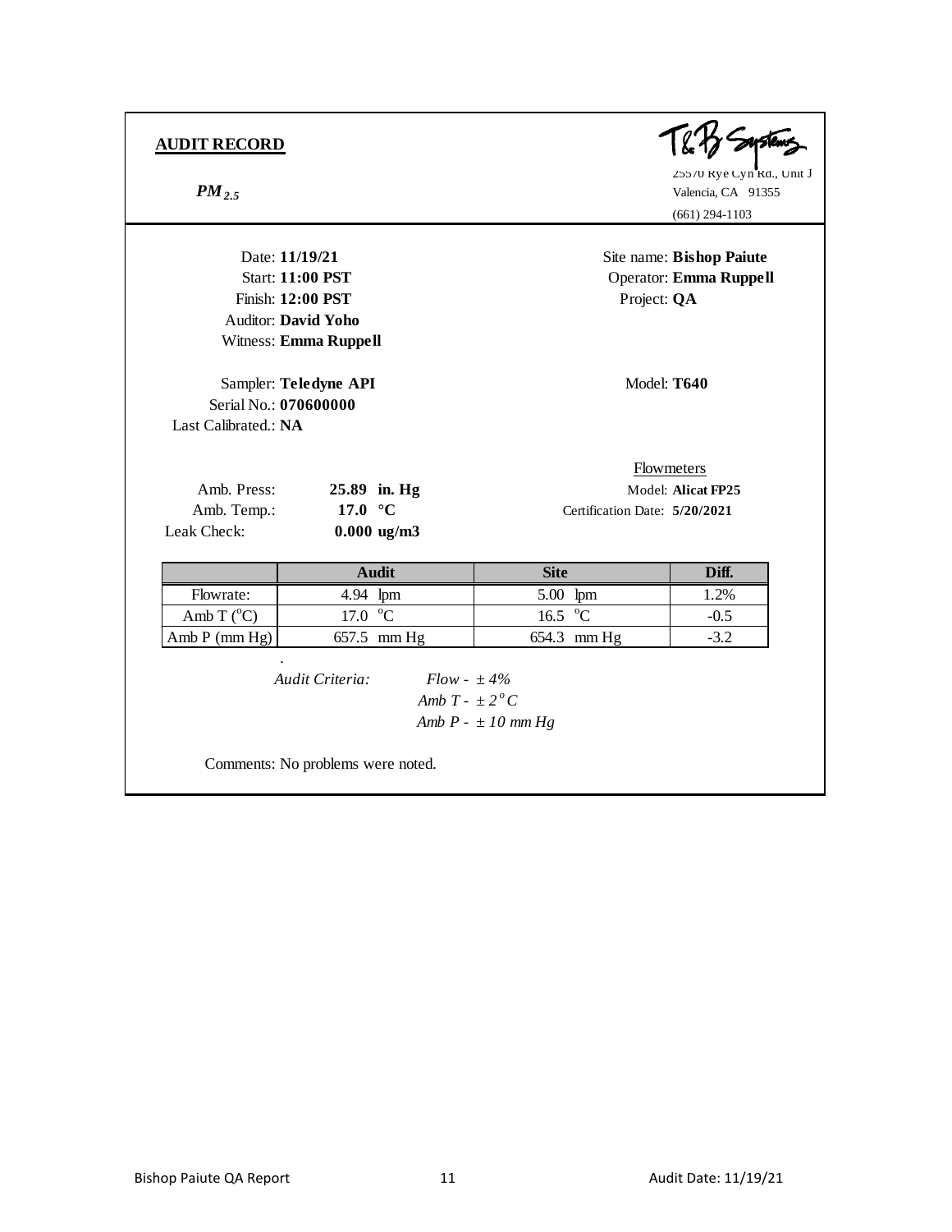## AUDIT RECORD

***$PM_{2.5}$***

T&B Systems
25570 Rye Cyn Rd., Unit J
Valencia, CA 91355
(661) 294-1103

Date: **11/19/21**
Start: **11:00 PST**
Finish: **12:00 PST**
Auditor: **David Yoho**
Witness: **Emma Ruppell**

Site name: **Bishop Paiute**
Operator: **Emma Ruppell**
Project: **QA**

Sampler: **Teledyne API**
Model: **T640**
Serial No.: **070600000**
Last Calibrated.: **NA**

Amb. Press: **25.89 in. Hg**
Amb. Temp.: **17.0 °C**
Leak Check: **0.000 ug/m3**

Flowmeters
Model: **Alicat FP25**
Certification Date: **5/20/2021**

| | Audit | Site | Diff. |
|---|---|---|---|
| Flowrate: | 4.94 lpm | 5.00 lpm | 1.2% |
| Amb T ($^oC$) | 17.0 $^oC$ | 16.5 $^oC$ | -0.5 |
| Amb P (mm Hg) | 657.5 mm Hg | 654.3 mm Hg | -3.2 |

*Audit Criteria:*
*Flow - ± 4%*
*Amb T - ± 2$^o$C*
*Amb P - ± 10 mm Hg*

Comments: No problems were noted.